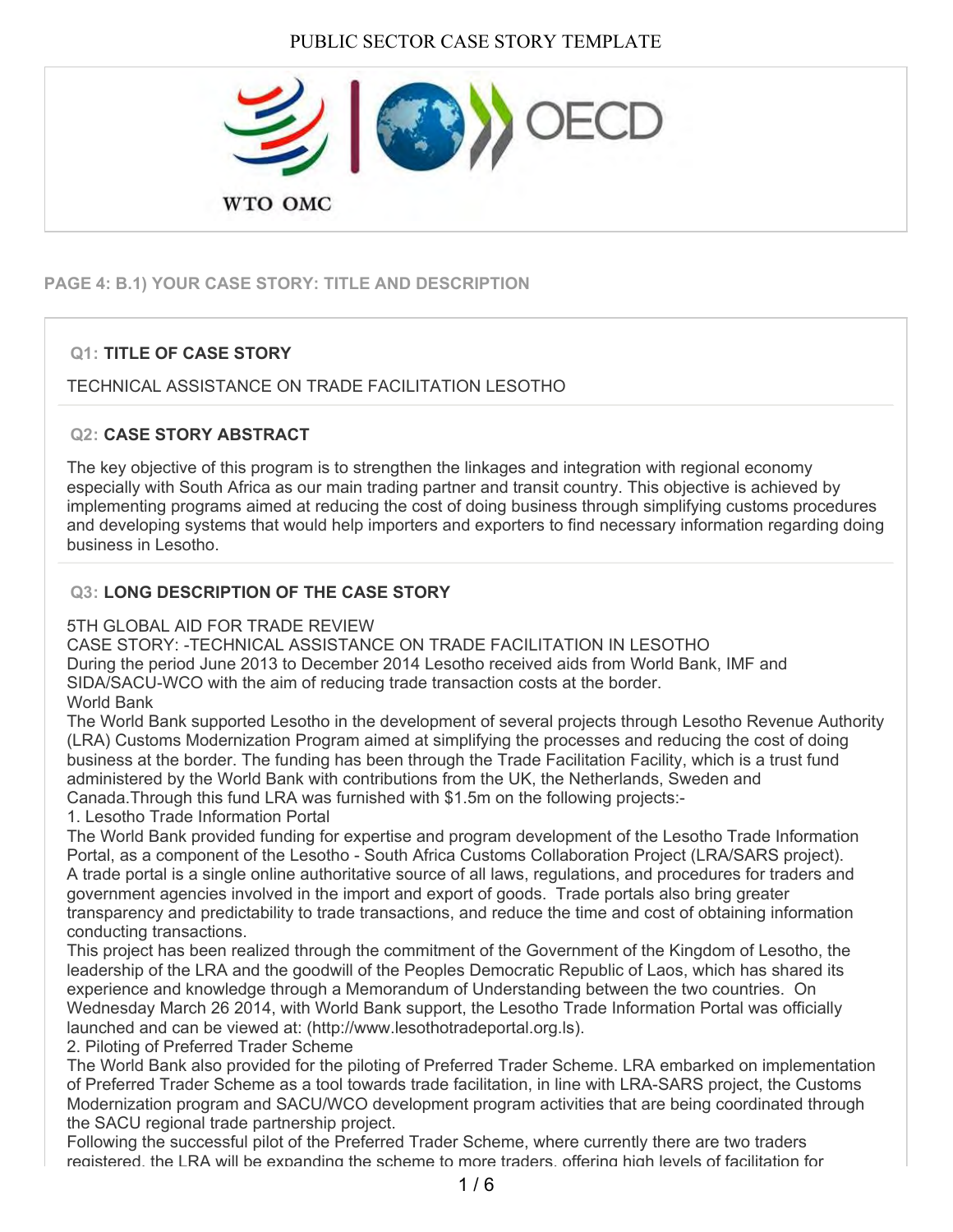# PUBLIC SECTOR CASE STORY TEMPLATE

## PAGE 4: B.1) YOUR CASE STORY: TITLE AND DESCRIPTION

### Q1: TITLE OF CASE STORY

TECHNICAL ASSISTANCE ON TRADE FACILITATION LESOTHO

### Q2: CASE STORY ABSTRACT

The key objective of this program is to strengthen the linkages and integration with regional economy especially with South Africa as our main trading partner and transit country. This objective is achieved by implementing programs aimed at reducing the cost of doing business through simplifying customs procedures and developing systems that would help importers and exporters to find necessary information regarding doing business in Lesotho.

### Q3: LONG DESCRIPTION OF THE CASE STORY

5TH GLOBAL AID FOR TRADE REVIEW
CASE STORY: -TECHNICAL ASSISTANCE ON TRADE FACILITATION IN LESOTHO
During the period June 2013 to December 2014 Lesotho received aids from World Bank, IMF and SIDA/SACU-WCO with the aim of reducing trade transaction costs at the border.
World Bank
The World Bank supported Lesotho in the development of several projects through Lesotho Revenue Authority (LRA) Customs Modernization Program aimed at simplifying the processes and reducing the cost of doing business at the border. The funding has been through the Trade Facilitation Facility, which is a trust fund administered by the World Bank with contributions from the UK, the Netherlands, Sweden and Canada.Through this fund LRA was furnished with $1.5m on the following projects:-
1. Lesotho Trade Information Portal
The World Bank provided funding for expertise and program development of the Lesotho Trade Information Portal, as a component of the Lesotho - South Africa Customs Collaboration Project (LRA/SARS project). A trade portal is a single online authoritative source of all laws, regulations, and procedures for traders and government agencies involved in the import and export of goods. Trade portals also bring greater transparency and predictability to trade transactions, and reduce the time and cost of obtaining information conducting transactions.
This project has been realized through the commitment of the Government of the Kingdom of Lesotho, the leadership of the LRA and the goodwill of the Peoples Democratic Republic of Laos, which has shared its experience and knowledge through a Memorandum of Understanding between the two countries. On Wednesday March 26 2014, with World Bank support, the Lesotho Trade Information Portal was officially launched and can be viewed at: (http://www.lesothotradeportal.org.ls).
2. Piloting of Preferred Trader Scheme
The World Bank also provided for the piloting of Preferred Trader Scheme. LRA embarked on implementation of Preferred Trader Scheme as a tool towards trade facilitation, in line with LRA-SARS project, the Customs Modernization program and SACU/WCO development program activities that are being coordinated through the SACU regional trade partnership project.
Following the successful pilot of the Preferred Trader Scheme, where currently there are two traders registered, the LRA will be expanding the scheme to more traders, offering high levels of facilitation for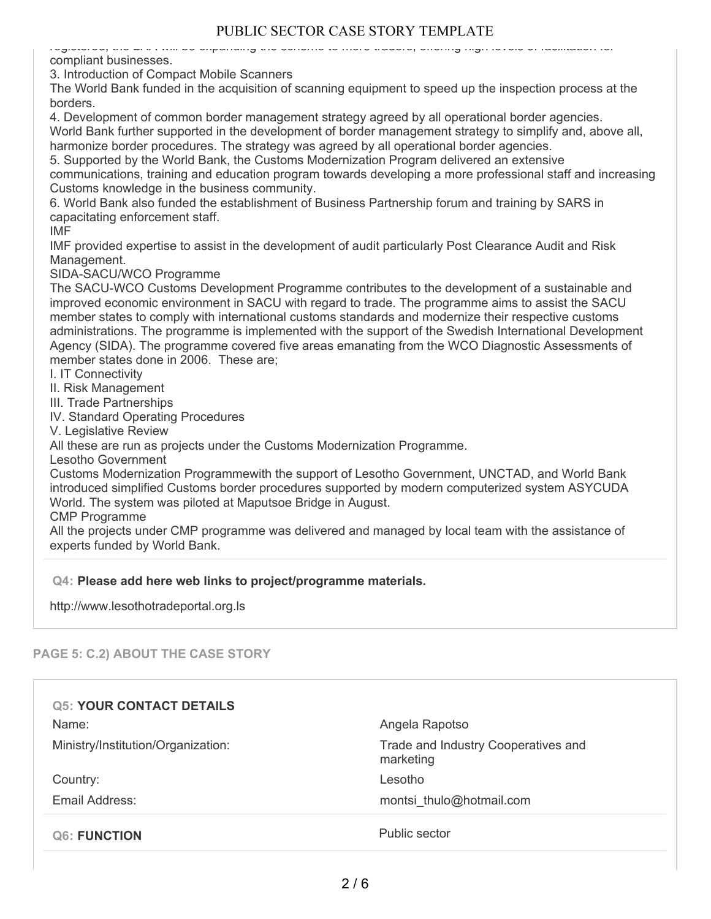registered, the LRA will be expanding the scheme to more traders, offering high levels of facilitation for compliant businesses.

3. Introduction of Compact Mobile Scanners
The World Bank funded in the acquisition of scanning equipment to speed up the inspection process at the borders.

4. Development of common border management strategy agreed by all operational border agencies.
World Bank further supported in the development of border management strategy to simplify and, above all, harmonize border procedures. The strategy was agreed by all operational border agencies.

5. Supported by the World Bank, the Customs Modernization Program delivered an extensive communications, training and education program towards developing a more professional staff and increasing Customs knowledge in the business community.

6. World Bank also funded the establishment of Business Partnership forum and training by SARS in capacitating enforcement staff.

IMF

IMF provided expertise to assist in the development of audit particularly Post Clearance Audit and Risk Management.

SIDA-SACU/WCO Programme

The SACU-WCO Customs Development Programme contributes to the development of a sustainable and improved economic environment in SACU with regard to trade. The programme aims to assist the SACU member states to comply with international customs standards and modernize their respective customs administrations. The programme is implemented with the support of the Swedish International Development Agency (SIDA). The programme covered five areas emanating from the WCO Diagnostic Assessments of member states done in 2006. These are;

I. IT Connectivity
II. Risk Management
III. Trade Partnerships
IV. Standard Operating Procedures
V. Legislative Review

All these are run as projects under the Customs Modernization Programme.

Lesotho Government

Customs Modernization Programmewith the support of Lesotho Government, UNCTAD, and World Bank introduced simplified Customs border procedures supported by modern computerized system ASYCUDA World. The system was piloted at Maputsoe Bridge in August.

CMP Programme

All the projects under CMP programme was delivered and managed by local team with the assistance of experts funded by World Bank.

**Q4: Please add here web links to project/programme materials.**

http://www.lesothotradeportal.org.ls

## PAGE 5: C.2) ABOUT THE CASE STORY

**Q5: YOUR CONTACT DETAILS**

| | |
|---|---|
| Name: | Angela Rapotso |
| Ministry/Institution/Organization: | Trade and Industry Cooperatives and marketing |
| Country: | Lesotho |
| Email Address: | montsi_thulo@hotmail.com |

**Q6: FUNCTION** Public sector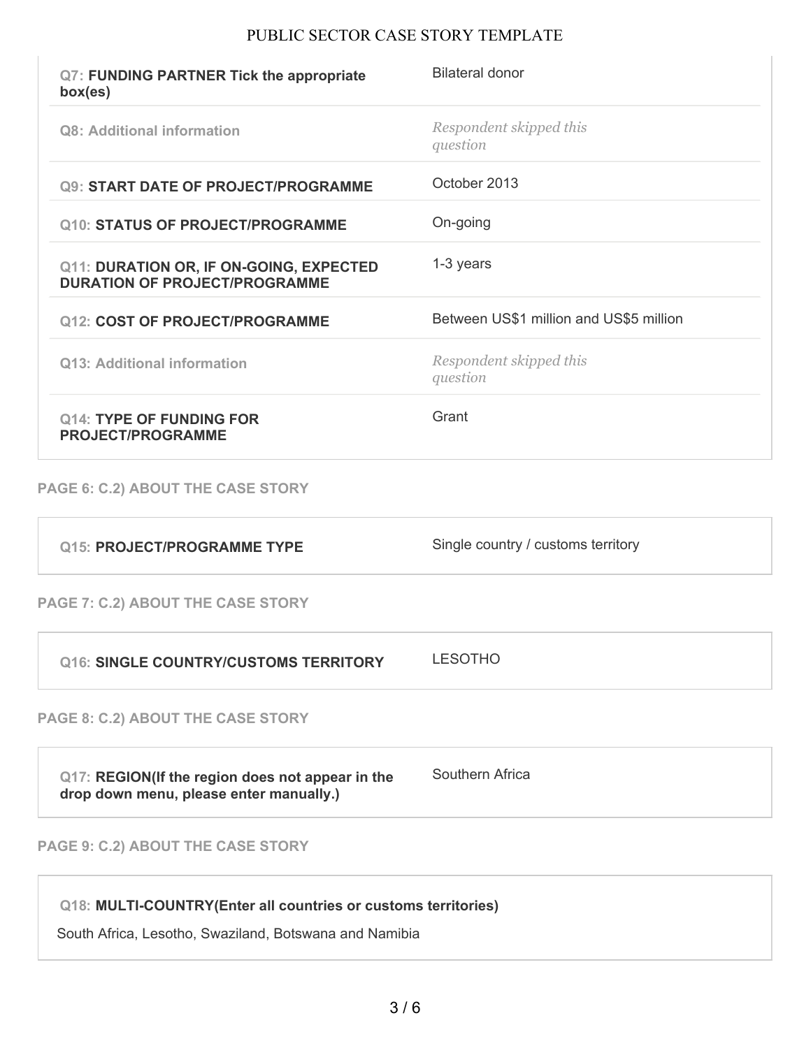| | |
|---|---|
| **Q7: FUNDING PARTNER Tick the appropriate box(es)** | Bilateral donor |
| **Q8: Additional information** | *Respondent skipped this question* |
| **Q9: START DATE OF PROJECT/PROGRAMME** | October 2013 |
| **Q10: STATUS OF PROJECT/PROGRAMME** | On-going |
| **Q11: DURATION OR, IF ON-GOING, EXPECTED DURATION OF PROJECT/PROGRAMME** | 1-3 years |
| **Q12: COST OF PROJECT/PROGRAMME** | Between US$1 million and US$5 million |
| **Q13: Additional information** | *Respondent skipped this question* |
| **Q14: TYPE OF FUNDING FOR PROJECT/PROGRAMME** | Grant |

## PAGE 6: C.2) ABOUT THE CASE STORY

| | |
|---|---|
| **Q15: PROJECT/PROGRAMME TYPE** | Single country / customs territory |

## PAGE 7: C.2) ABOUT THE CASE STORY

| | |
|---|---|
| **Q16: SINGLE COUNTRY/CUSTOMS TERRITORY** | LESOTHO |

## PAGE 8: C.2) ABOUT THE CASE STORY

| | |
|---|---|
| **Q17: REGION(If the region does not appear in the drop down menu, please enter manually.)** | Southern Africa |

## PAGE 9: C.2) ABOUT THE CASE STORY

**Q18: MULTI-COUNTRY(Enter all countries or customs territories)**

South Africa, Lesotho, Swaziland, Botswana and Namibia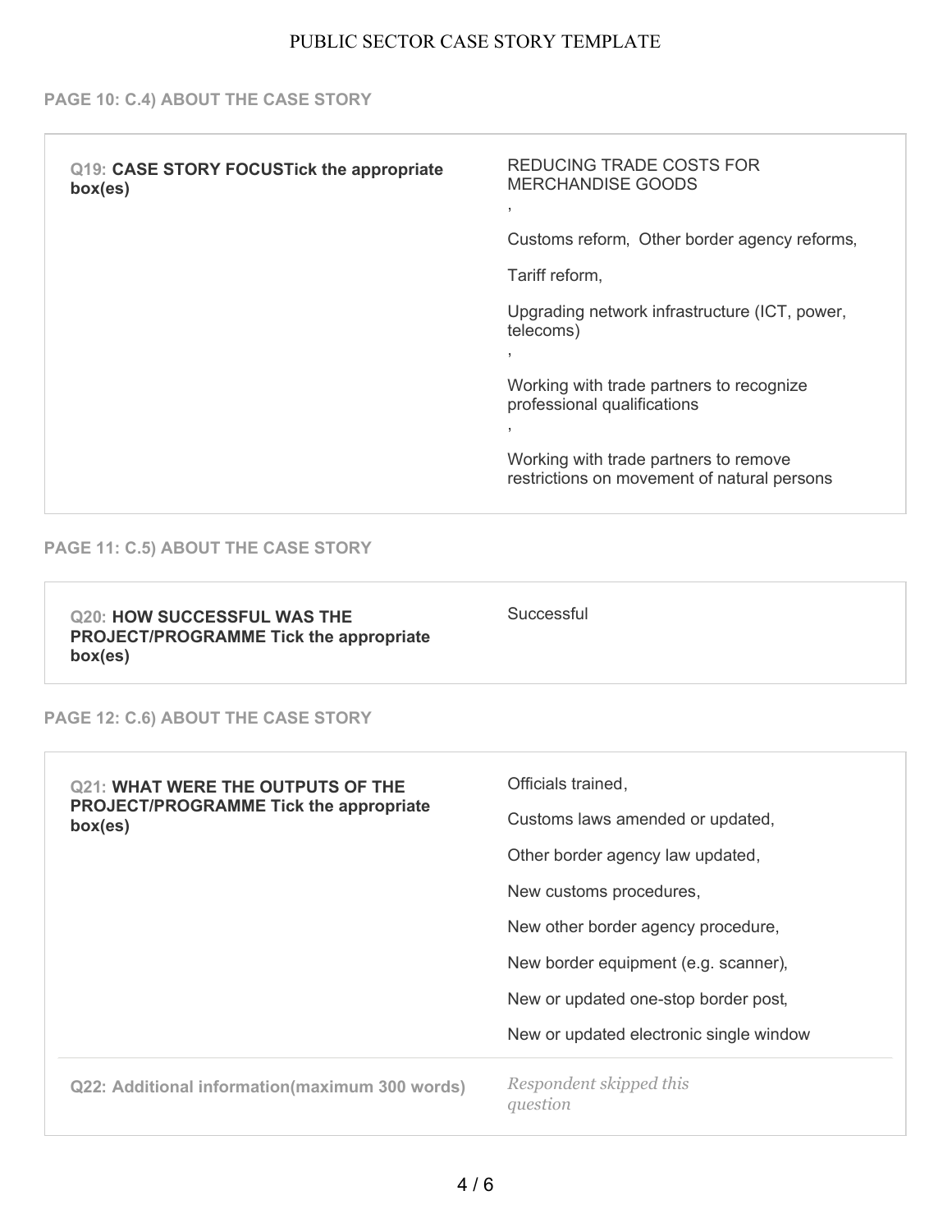PUBLIC SECTOR CASE STORY TEMPLATE

### PAGE 10: C.4) ABOUT THE CASE STORY

| | |
|---|---|
| **Q19: CASE STORY FOCUSTick the appropriate box(es)** | REDUCING TRADE COSTS FOR MERCHANDISE GOODS<br>,<br>Customs reform, Other border agency reforms,<br>Tariff reform,<br>Upgrading network infrastructure (ICT, power, telecoms)<br>,<br>Working with trade partners to recognize professional qualifications<br>,<br>Working with trade partners to remove restrictions on movement of natural persons |

### PAGE 11: C.5) ABOUT THE CASE STORY

| | |
|---|---|
| **Q20: HOW SUCCESSFUL WAS THE PROJECT/PROGRAMME Tick the appropriate box(es)** | Successful |

### PAGE 12: C.6) ABOUT THE CASE STORY

| | |
|---|---|
| **Q21: WHAT WERE THE OUTPUTS OF THE PROJECT/PROGRAMME Tick the appropriate box(es)** | Officials trained,<br>Customs laws amended or updated,<br>Other border agency law updated,<br>New customs procedures,<br>New other border agency procedure,<br>New border equipment (e.g. scanner),<br>New or updated one-stop border post,<br>New or updated electronic single window |
| Q22: Additional information(maximum 300 words) | *Respondent skipped this question* |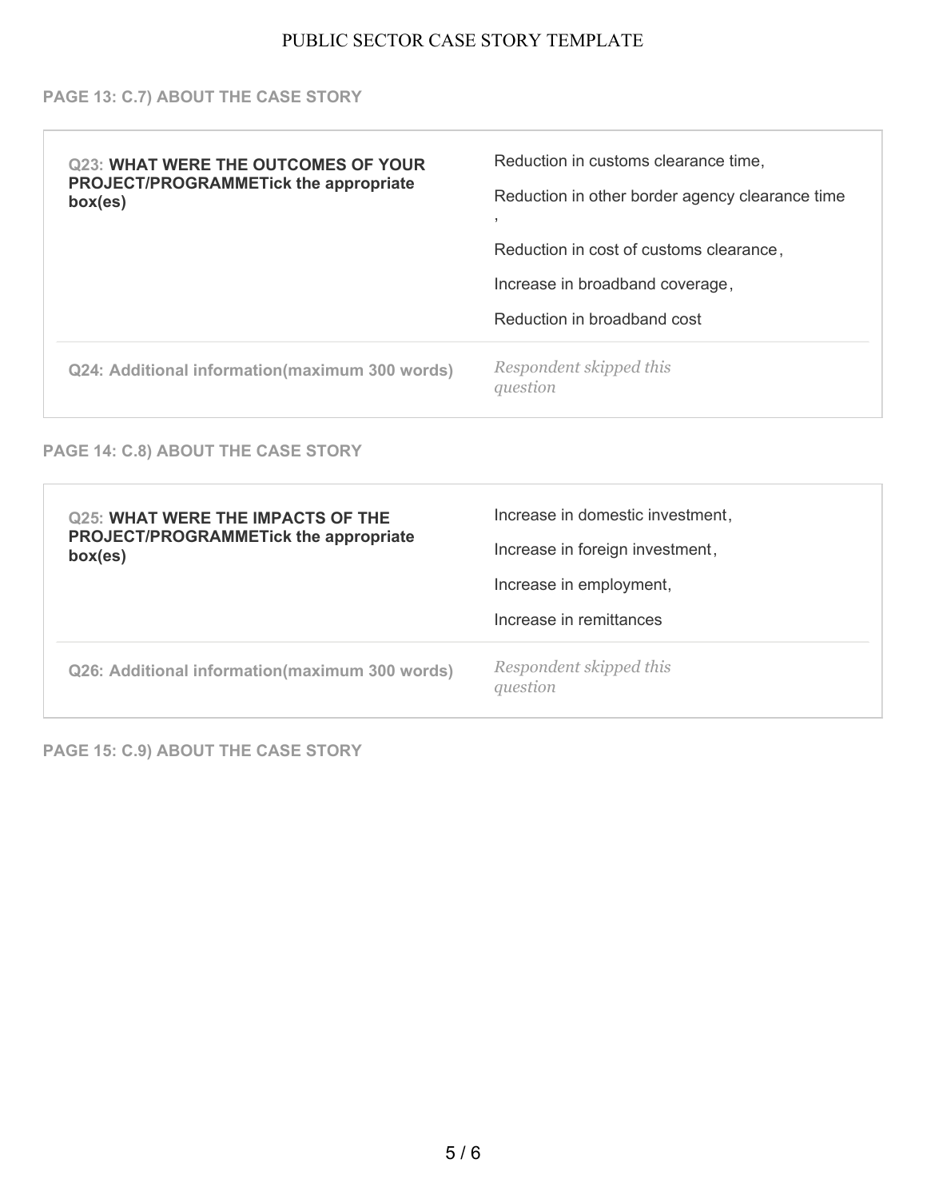## PAGE 13: C.7) ABOUT THE CASE STORY

| | |
|---|---|
| **Q23: WHAT WERE THE OUTCOMES OF YOUR PROJECT/PROGRAMMETick the appropriate box(es)** | Reduction in customs clearance time,<br>Reduction in other border agency clearance time ,<br>Reduction in cost of customs clearance,<br>Increase in broadband coverage,<br>Reduction in broadband cost |
| **Q24: Additional information(maximum 300 words)** | *Respondent skipped this question* |

## PAGE 14: C.8) ABOUT THE CASE STORY

| | |
|---|---|
| **Q25: WHAT WERE THE IMPACTS OF THE PROJECT/PROGRAMMETick the appropriate box(es)** | Increase in domestic investment,<br>Increase in foreign investment,<br>Increase in employment,<br>Increase in remittances |
| **Q26: Additional information(maximum 300 words)** | *Respondent skipped this question* |

## PAGE 15: C.9) ABOUT THE CASE STORY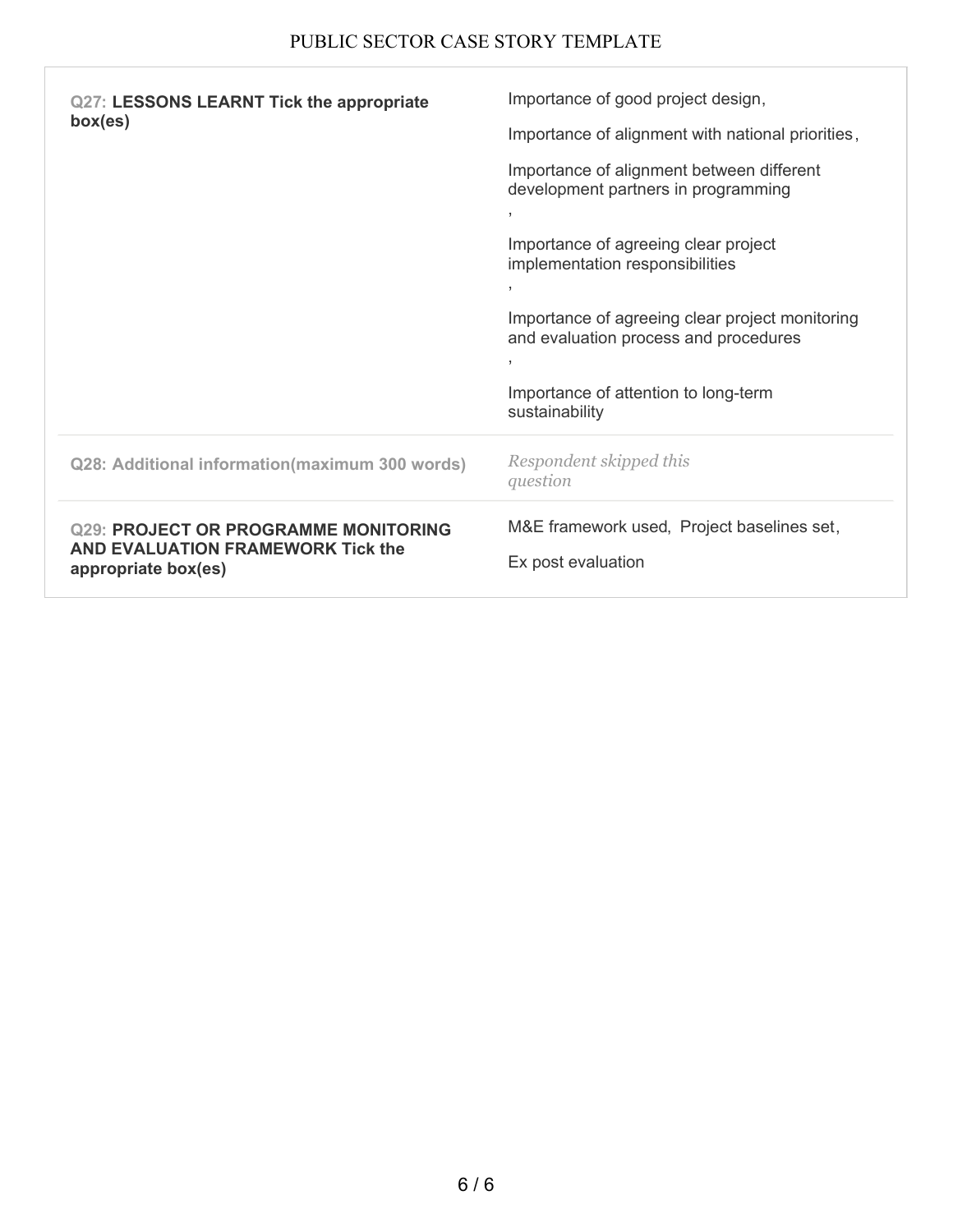| | |
|---|---|
| **Q27: LESSONS LEARNT Tick the appropriate box(es)** | Importance of good project design,<br>Importance of alignment with national priorities,<br>Importance of alignment between different development partners in programming<br>,<br>Importance of agreeing clear project implementation responsibilities<br>,<br>Importance of agreeing clear project monitoring and evaluation process and procedures<br>,<br>Importance of attention to long-term sustainability |
| **Q28: Additional information(maximum 300 words)** | *Respondent skipped this question* |
| **Q29: PROJECT OR PROGRAMME MONITORING AND EVALUATION FRAMEWORK Tick the appropriate box(es)** | M&E framework used, Project baselines set,<br>Ex post evaluation |